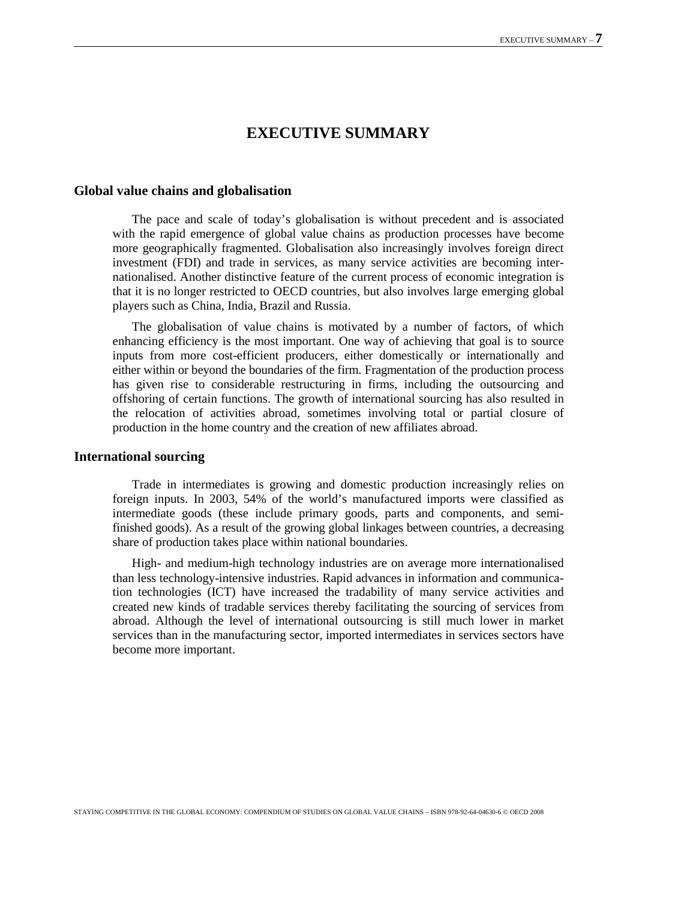# EXECUTIVE SUMMARY

## Global value chains and globalisation

The pace and scale of today's globalisation is without precedent and is associated with the rapid emergence of global value chains as production processes have become more geographically fragmented. Globalisation also increasingly involves foreign direct investment (FDI) and trade in services, as many service activities are becoming internationalised. Another distinctive feature of the current process of economic integration is that it is no longer restricted to OECD countries, but also involves large emerging global players such as China, India, Brazil and Russia.

The globalisation of value chains is motivated by a number of factors, of which enhancing efficiency is the most important. One way of achieving that goal is to source inputs from more cost-efficient producers, either domestically or internationally and either within or beyond the boundaries of the firm. Fragmentation of the production process has given rise to considerable restructuring in firms, including the outsourcing and offshoring of certain functions. The growth of international sourcing has also resulted in the relocation of activities abroad, sometimes involving total or partial closure of production in the home country and the creation of new affiliates abroad.

## International sourcing

Trade in intermediates is growing and domestic production increasingly relies on foreign inputs. In 2003, 54% of the world's manufactured imports were classified as intermediate goods (these include primary goods, parts and components, and semi-finished goods). As a result of the growing global linkages between countries, a decreasing share of production takes place within national boundaries.

High- and medium-high technology industries are on average more internationalised than less technology-intensive industries. Rapid advances in information and communication technologies (ICT) have increased the tradability of many service activities and created new kinds of tradable services thereby facilitating the sourcing of services from abroad. Although the level of international outsourcing is still much lower in market services than in the manufacturing sector, imported intermediates in services sectors have become more important.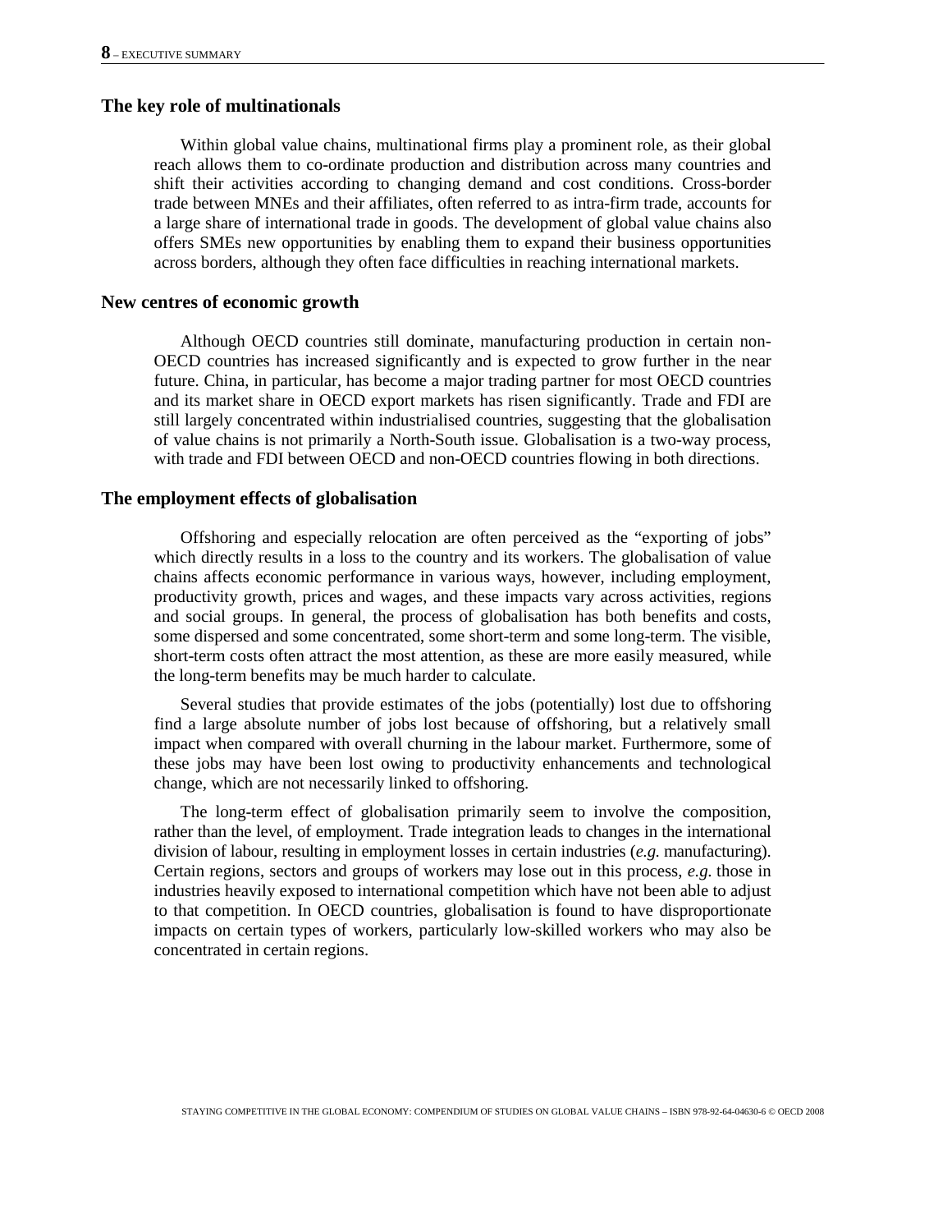### The key role of multinationals

Within global value chains, multinational firms play a prominent role, as their global reach allows them to co-ordinate production and distribution across many countries and shift their activities according to changing demand and cost conditions. Cross-border trade between MNEs and their affiliates, often referred to as intra-firm trade, accounts for a large share of international trade in goods. The development of global value chains also offers SMEs new opportunities by enabling them to expand their business opportunities across borders, although they often face difficulties in reaching international markets.

### New centres of economic growth

Although OECD countries still dominate, manufacturing production in certain non-OECD countries has increased significantly and is expected to grow further in the near future. China, in particular, has become a major trading partner for most OECD countries and its market share in OECD export markets has risen significantly. Trade and FDI are still largely concentrated within industrialised countries, suggesting that the globalisation of value chains is not primarily a North-South issue. Globalisation is a two-way process, with trade and FDI between OECD and non-OECD countries flowing in both directions.

### The employment effects of globalisation

Offshoring and especially relocation are often perceived as the "exporting of jobs" which directly results in a loss to the country and its workers. The globalisation of value chains affects economic performance in various ways, however, including employment, productivity growth, prices and wages, and these impacts vary across activities, regions and social groups. In general, the process of globalisation has both benefits and costs, some dispersed and some concentrated, some short-term and some long-term. The visible, short-term costs often attract the most attention, as these are more easily measured, while the long-term benefits may be much harder to calculate.

Several studies that provide estimates of the jobs (potentially) lost due to offshoring find a large absolute number of jobs lost because of offshoring, but a relatively small impact when compared with overall churning in the labour market. Furthermore, some of these jobs may have been lost owing to productivity enhancements and technological change, which are not necessarily linked to offshoring.

The long-term effect of globalisation primarily seem to involve the composition, rather than the level, of employment. Trade integration leads to changes in the international division of labour, resulting in employment losses in certain industries (*e.g.* manufacturing). Certain regions, sectors and groups of workers may lose out in this process, *e.g.* those in industries heavily exposed to international competition which have not been able to adjust to that competition. In OECD countries, globalisation is found to have disproportionate impacts on certain types of workers, particularly low-skilled workers who may also be concentrated in certain regions.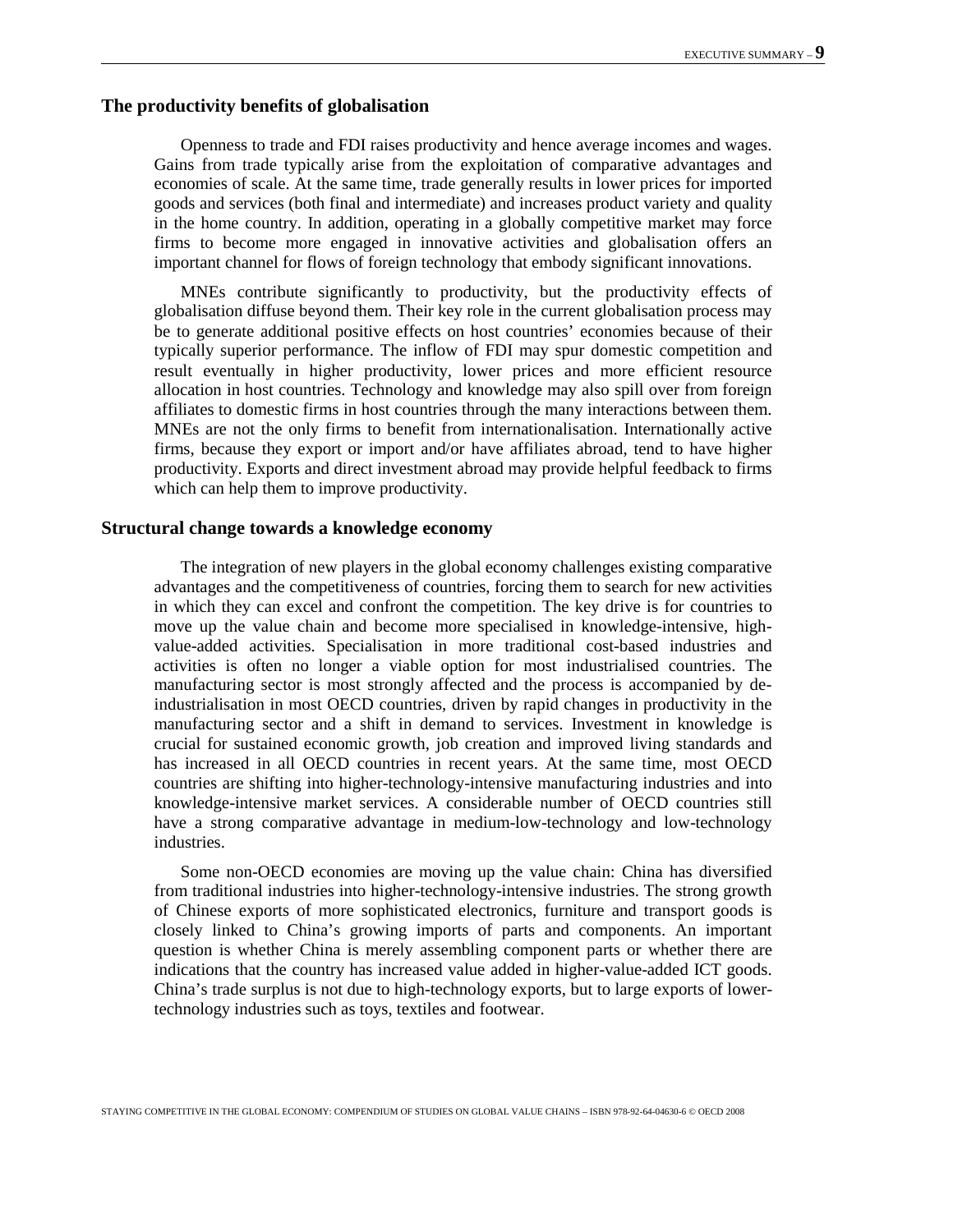## The productivity benefits of globalisation

Openness to trade and FDI raises productivity and hence average incomes and wages. Gains from trade typically arise from the exploitation of comparative advantages and economies of scale. At the same time, trade generally results in lower prices for imported goods and services (both final and intermediate) and increases product variety and quality in the home country. In addition, operating in a globally competitive market may force firms to become more engaged in innovative activities and globalisation offers an important channel for flows of foreign technology that embody significant innovations.

MNEs contribute significantly to productivity, but the productivity effects of globalisation diffuse beyond them. Their key role in the current globalisation process may be to generate additional positive effects on host countries' economies because of their typically superior performance. The inflow of FDI may spur domestic competition and result eventually in higher productivity, lower prices and more efficient resource allocation in host countries. Technology and knowledge may also spill over from foreign affiliates to domestic firms in host countries through the many interactions between them. MNEs are not the only firms to benefit from internationalisation. Internationally active firms, because they export or import and/or have affiliates abroad, tend to have higher productivity. Exports and direct investment abroad may provide helpful feedback to firms which can help them to improve productivity.

## Structural change towards a knowledge economy

The integration of new players in the global economy challenges existing comparative advantages and the competitiveness of countries, forcing them to search for new activities in which they can excel and confront the competition. The key drive is for countries to move up the value chain and become more specialised in knowledge-intensive, high-value-added activities. Specialisation in more traditional cost-based industries and activities is often no longer a viable option for most industrialised countries. The manufacturing sector is most strongly affected and the process is accompanied by de-industrialisation in most OECD countries, driven by rapid changes in productivity in the manufacturing sector and a shift in demand to services. Investment in knowledge is crucial for sustained economic growth, job creation and improved living standards and has increased in all OECD countries in recent years. At the same time, most OECD countries are shifting into higher-technology-intensive manufacturing industries and into knowledge-intensive market services. A considerable number of OECD countries still have a strong comparative advantage in medium-low-technology and low-technology industries.

Some non-OECD economies are moving up the value chain: China has diversified from traditional industries into higher-technology-intensive industries. The strong growth of Chinese exports of more sophisticated electronics, furniture and transport goods is closely linked to China's growing imports of parts and components. An important question is whether China is merely assembling component parts or whether there are indications that the country has increased value added in higher-value-added ICT goods. China's trade surplus is not due to high-technology exports, but to large exports of lower-technology industries such as toys, textiles and footwear.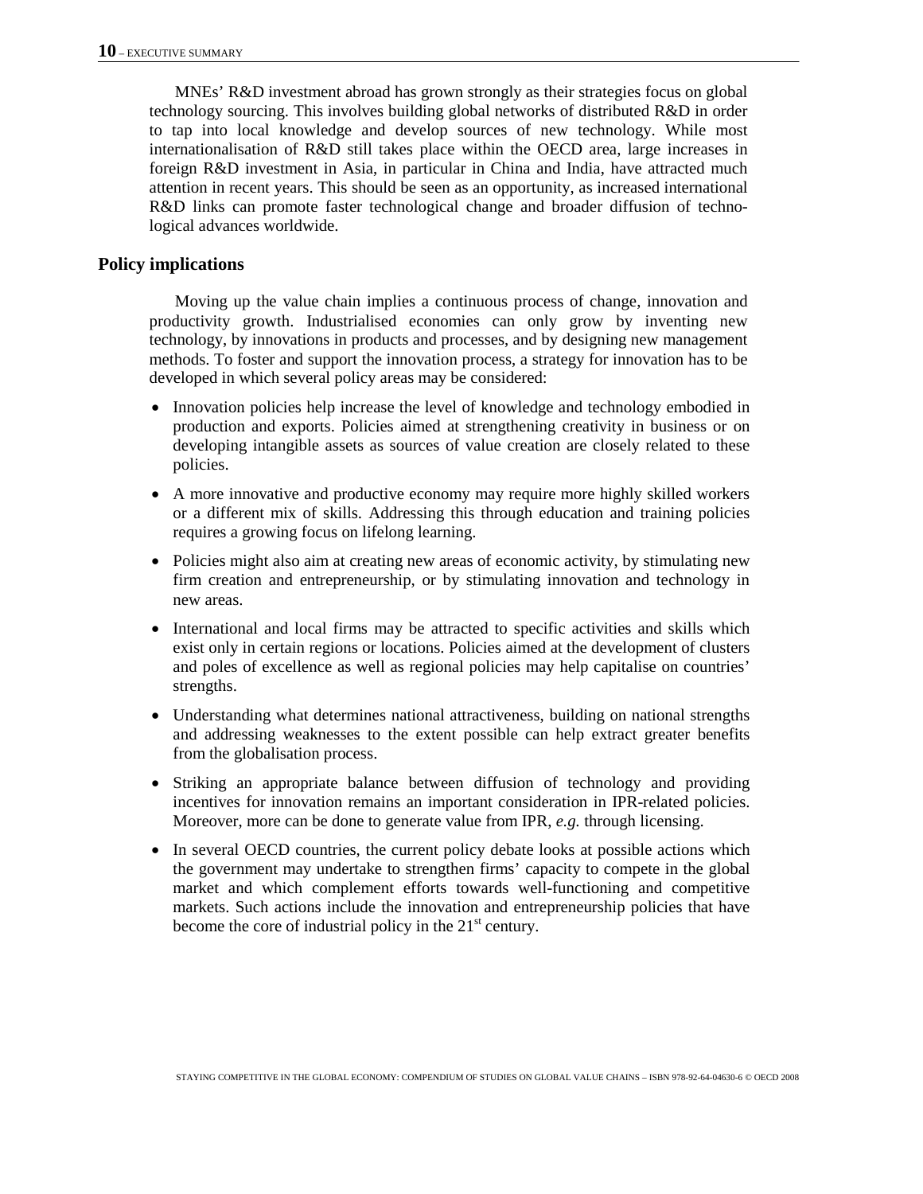MNEs' R&D investment abroad has grown strongly as their strategies focus on global technology sourcing. This involves building global networks of distributed R&D in order to tap into local knowledge and develop sources of new technology. While most internationalisation of R&D still takes place within the OECD area, large increases in foreign R&D investment in Asia, in particular in China and India, have attracted much attention in recent years. This should be seen as an opportunity, as increased international R&D links can promote faster technological change and broader diffusion of technological advances worldwide.

## Policy implications

Moving up the value chain implies a continuous process of change, innovation and productivity growth. Industrialised economies can only grow by inventing new technology, by innovations in products and processes, and by designing new management methods. To foster and support the innovation process, a strategy for innovation has to be developed in which several policy areas may be considered:

- Innovation policies help increase the level of knowledge and technology embodied in production and exports. Policies aimed at strengthening creativity in business or on developing intangible assets as sources of value creation are closely related to these policies.
- A more innovative and productive economy may require more highly skilled workers or a different mix of skills. Addressing this through education and training policies requires a growing focus on lifelong learning.
- Policies might also aim at creating new areas of economic activity, by stimulating new firm creation and entrepreneurship, or by stimulating innovation and technology in new areas.
- International and local firms may be attracted to specific activities and skills which exist only in certain regions or locations. Policies aimed at the development of clusters and poles of excellence as well as regional policies may help capitalise on countries' strengths.
- Understanding what determines national attractiveness, building on national strengths and addressing weaknesses to the extent possible can help extract greater benefits from the globalisation process.
- Striking an appropriate balance between diffusion of technology and providing incentives for innovation remains an important consideration in IPR-related policies. Moreover, more can be done to generate value from IPR, *e.g.* through licensing.
- In several OECD countries, the current policy debate looks at possible actions which the government may undertake to strengthen firms' capacity to compete in the global market and which complement efforts towards well-functioning and competitive markets. Such actions include the innovation and entrepreneurship policies that have become the core of industrial policy in the 21st century.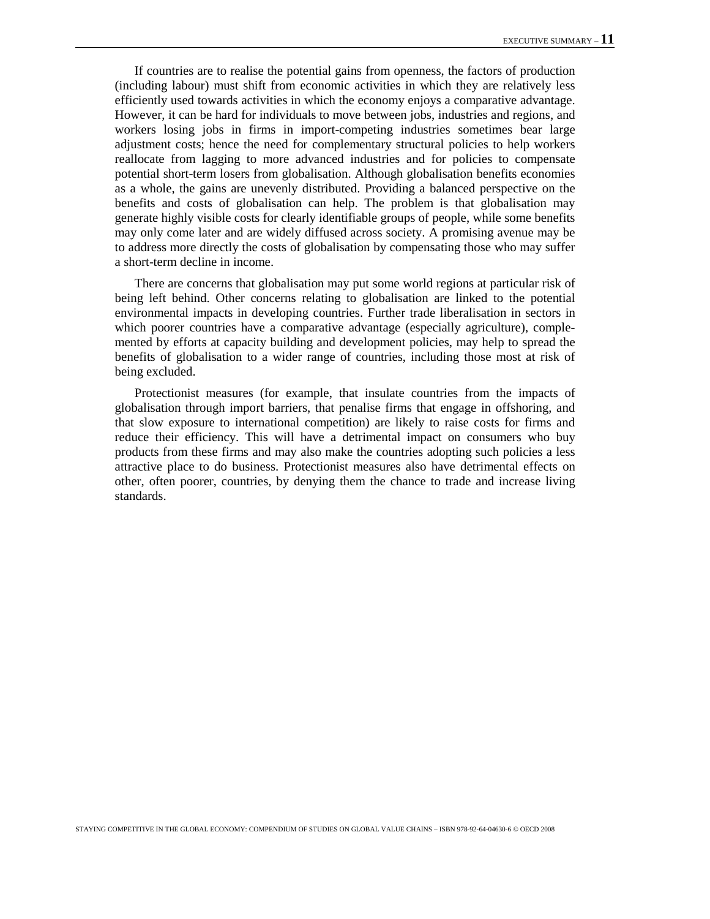If countries are to realise the potential gains from openness, the factors of production (including labour) must shift from economic activities in which they are relatively less efficiently used towards activities in which the economy enjoys a comparative advantage. However, it can be hard for individuals to move between jobs, industries and regions, and workers losing jobs in firms in import-competing industries sometimes bear large adjustment costs; hence the need for complementary structural policies to help workers reallocate from lagging to more advanced industries and for policies to compensate potential short-term losers from globalisation. Although globalisation benefits economies as a whole, the gains are unevenly distributed. Providing a balanced perspective on the benefits and costs of globalisation can help. The problem is that globalisation may generate highly visible costs for clearly identifiable groups of people, while some benefits may only come later and are widely diffused across society. A promising avenue may be to address more directly the costs of globalisation by compensating those who may suffer a short-term decline in income.

There are concerns that globalisation may put some world regions at particular risk of being left behind. Other concerns relating to globalisation are linked to the potential environmental impacts in developing countries. Further trade liberalisation in sectors in which poorer countries have a comparative advantage (especially agriculture), complemented by efforts at capacity building and development policies, may help to spread the benefits of globalisation to a wider range of countries, including those most at risk of being excluded.

Protectionist measures (for example, that insulate countries from the impacts of globalisation through import barriers, that penalise firms that engage in offshoring, and that slow exposure to international competition) are likely to raise costs for firms and reduce their efficiency. This will have a detrimental impact on consumers who buy products from these firms and may also make the countries adopting such policies a less attractive place to do business. Protectionist measures also have detrimental effects on other, often poorer, countries, by denying them the chance to trade and increase living standards.